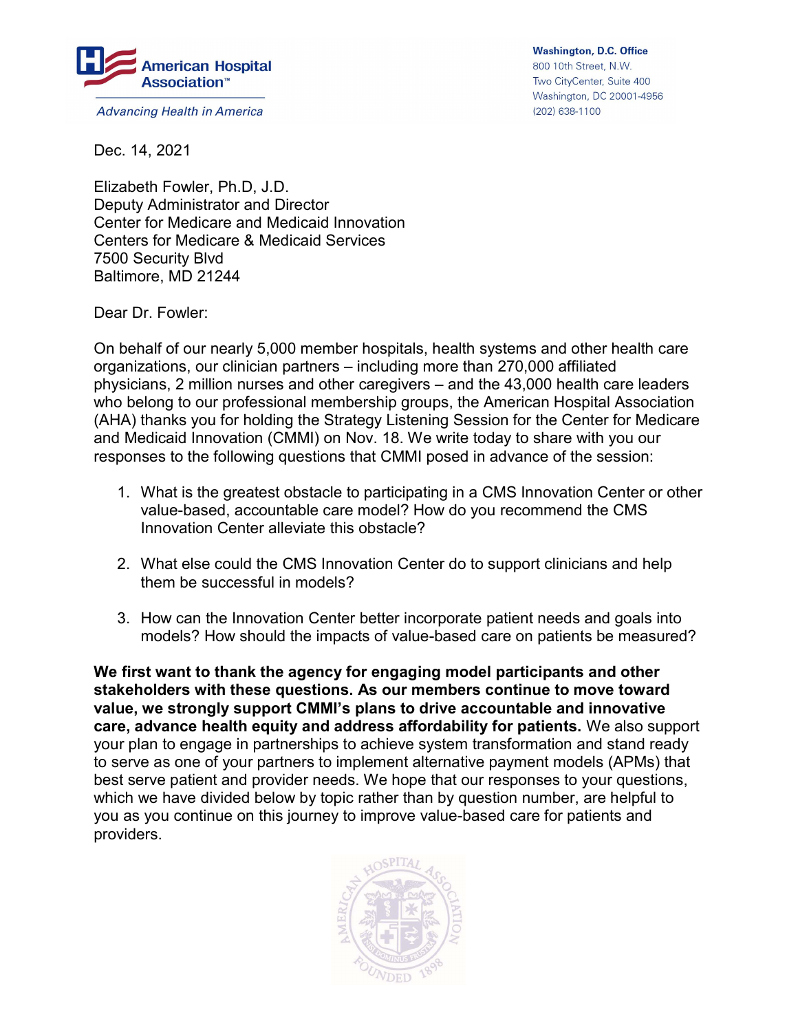American Hospital Association™

*Advancing Health in America*

**Washington, D.C. Office**
800 10th Street, N.W.
Two CityCenter, Suite 400
Washington, DC 20001-4956
(202) 638-1100

Dec. 14, 2021

Elizabeth Fowler, Ph.D, J.D.
Deputy Administrator and Director
Center for Medicare and Medicaid Innovation
Centers for Medicare & Medicaid Services
7500 Security Blvd
Baltimore, MD 21244

Dear Dr. Fowler:

On behalf of our nearly 5,000 member hospitals, health systems and other health care organizations, our clinician partners – including more than 270,000 affiliated physicians, 2 million nurses and other caregivers – and the 43,000 health care leaders who belong to our professional membership groups, the American Hospital Association (AHA) thanks you for holding the Strategy Listening Session for the Center for Medicare and Medicaid Innovation (CMMI) on Nov. 18. We write today to share with you our responses to the following questions that CMMI posed in advance of the session:

1. What is the greatest obstacle to participating in a CMS Innovation Center or other value-based, accountable care model? How do you recommend the CMS Innovation Center alleviate this obstacle?

2. What else could the CMS Innovation Center do to support clinicians and help them be successful in models?

3. How can the Innovation Center better incorporate patient needs and goals into models? How should the impacts of value-based care on patients be measured?

**We first want to thank the agency for engaging model participants and other stakeholders with these questions. As our members continue to move toward value, we strongly support CMMI's plans to drive accountable and innovative care, advance health equity and address affordability for patients.** We also support your plan to engage in partnerships to achieve system transformation and stand ready to serve as one of your partners to implement alternative payment models (APMs) that best serve patient and provider needs. We hope that our responses to your questions, which we have divided below by topic rather than by question number, are helpful to you as you continue on this journey to improve value-based care for patients and providers.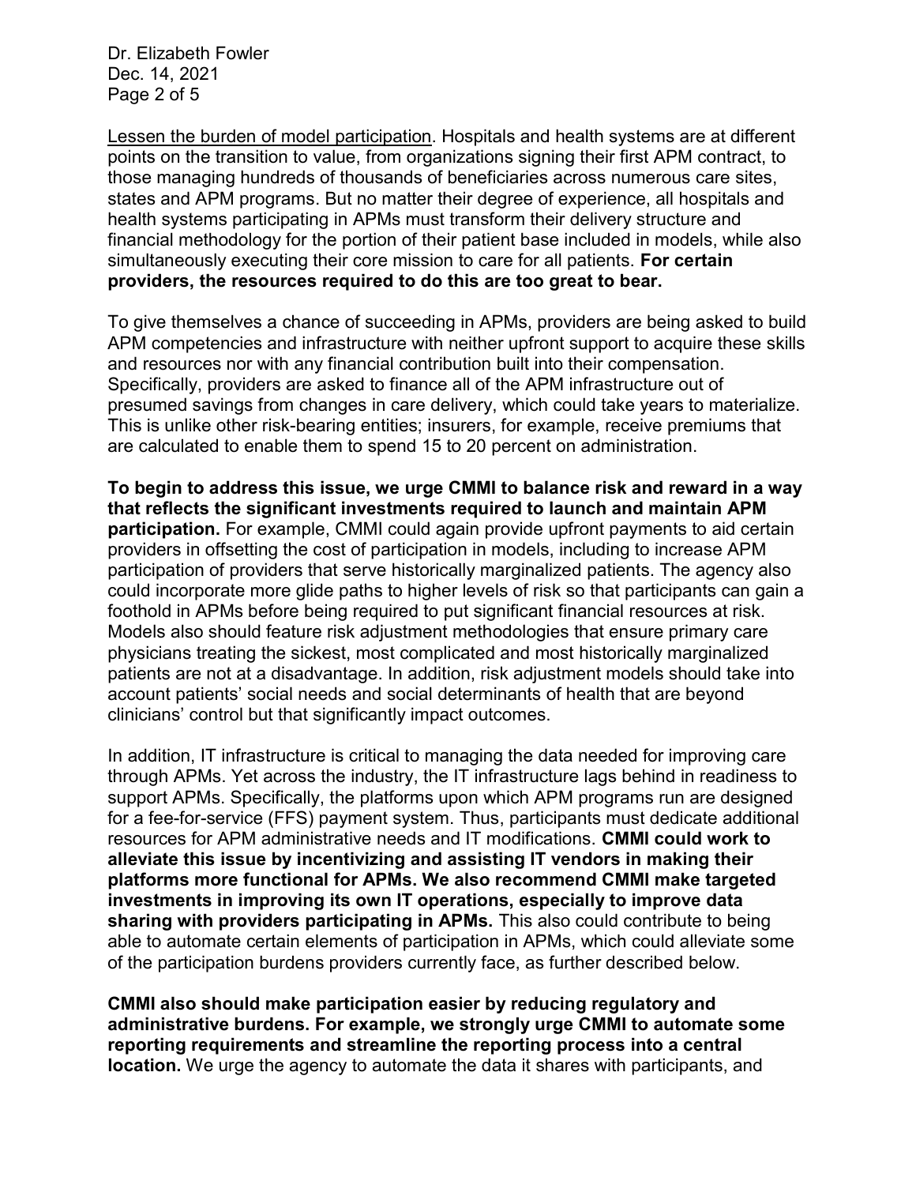<u>Lessen the burden of model participation</u>. Hospitals and health systems are at different points on the transition to value, from organizations signing their first APM contract, to those managing hundreds of thousands of beneficiaries across numerous care sites, states and APM programs. But no matter their degree of experience, all hospitals and health systems participating in APMs must transform their delivery structure and financial methodology for the portion of their patient base included in models, while also simultaneously executing their core mission to care for all patients. **For certain providers, the resources required to do this are too great to bear.**

To give themselves a chance of succeeding in APMs, providers are being asked to build APM competencies and infrastructure with neither upfront support to acquire these skills and resources nor with any financial contribution built into their compensation. Specifically, providers are asked to finance all of the APM infrastructure out of presumed savings from changes in care delivery, which could take years to materialize. This is unlike other risk-bearing entities; insurers, for example, receive premiums that are calculated to enable them to spend 15 to 20 percent on administration.

**To begin to address this issue, we urge CMMI to balance risk and reward in a way that reflects the significant investments required to launch and maintain APM participation.** For example, CMMI could again provide upfront payments to aid certain providers in offsetting the cost of participation in models, including to increase APM participation of providers that serve historically marginalized patients. The agency also could incorporate more glide paths to higher levels of risk so that participants can gain a foothold in APMs before being required to put significant financial resources at risk. Models also should feature risk adjustment methodologies that ensure primary care physicians treating the sickest, most complicated and most historically marginalized patients are not at a disadvantage. In addition, risk adjustment models should take into account patients' social needs and social determinants of health that are beyond clinicians' control but that significantly impact outcomes.

In addition, IT infrastructure is critical to managing the data needed for improving care through APMs. Yet across the industry, the IT infrastructure lags behind in readiness to support APMs. Specifically, the platforms upon which APM programs run are designed for a fee-for-service (FFS) payment system. Thus, participants must dedicate additional resources for APM administrative needs and IT modifications. **CMMI could work to alleviate this issue by incentivizing and assisting IT vendors in making their platforms more functional for APMs. We also recommend CMMI make targeted investments in improving its own IT operations, especially to improve data sharing with providers participating in APMs.** This also could contribute to being able to automate certain elements of participation in APMs, which could alleviate some of the participation burdens providers currently face, as further described below.

**CMMI also should make participation easier by reducing regulatory and administrative burdens. For example, we strongly urge CMMI to automate some reporting requirements and streamline the reporting process into a central location.** We urge the agency to automate the data it shares with participants, and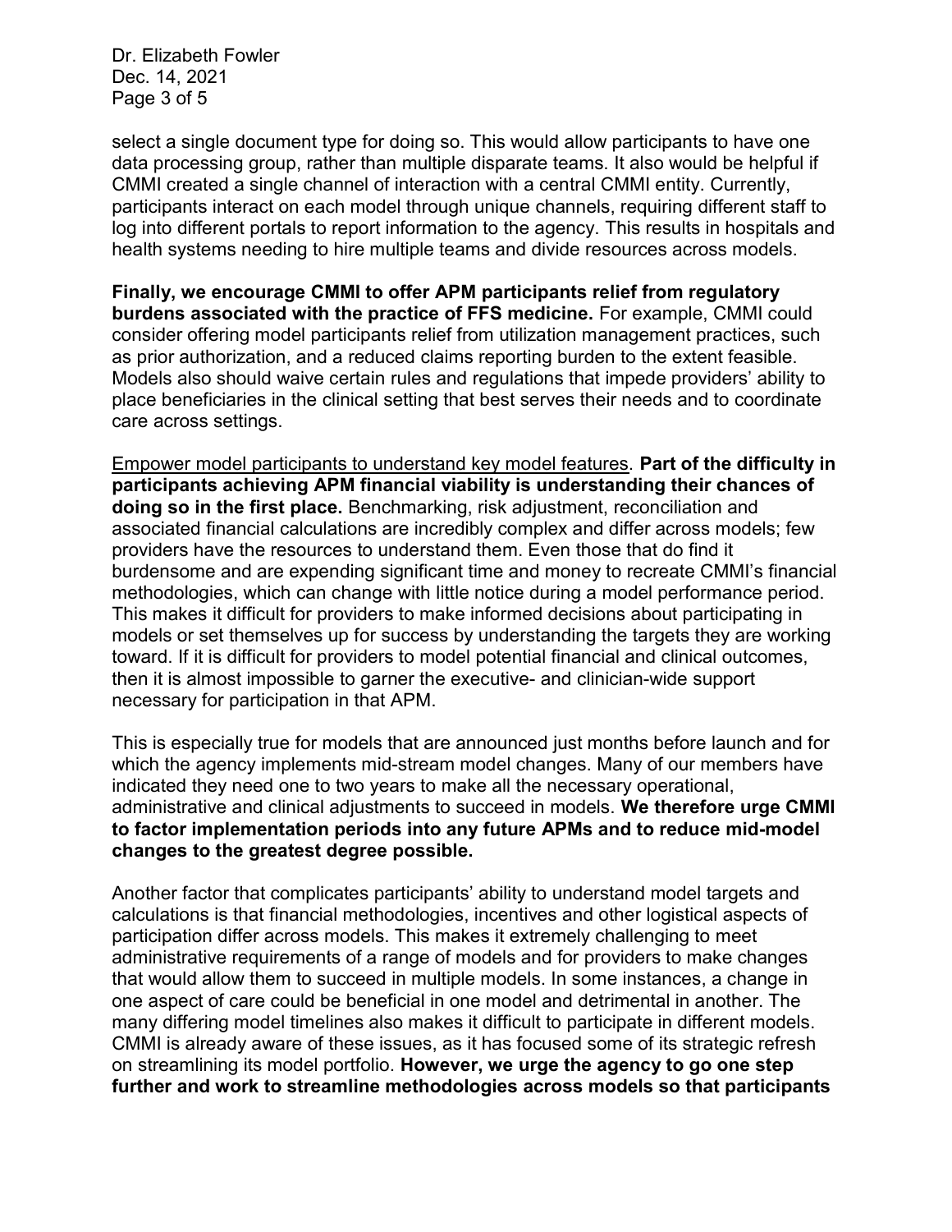select a single document type for doing so. This would allow participants to have one data processing group, rather than multiple disparate teams. It also would be helpful if CMMI created a single channel of interaction with a central CMMI entity. Currently, participants interact on each model through unique channels, requiring different staff to log into different portals to report information to the agency. This results in hospitals and health systems needing to hire multiple teams and divide resources across models.

**Finally, we encourage CMMI to offer APM participants relief from regulatory burdens associated with the practice of FFS medicine.** For example, CMMI could consider offering model participants relief from utilization management practices, such as prior authorization, and a reduced claims reporting burden to the extent feasible. Models also should waive certain rules and regulations that impede providers' ability to place beneficiaries in the clinical setting that best serves their needs and to coordinate care across settings.

<u>Empower model participants to understand key model features</u>. **Part of the difficulty in participants achieving APM financial viability is understanding their chances of doing so in the first place.** Benchmarking, risk adjustment, reconciliation and associated financial calculations are incredibly complex and differ across models; few providers have the resources to understand them. Even those that do find it burdensome and are expending significant time and money to recreate CMMI's financial methodologies, which can change with little notice during a model performance period. This makes it difficult for providers to make informed decisions about participating in models or set themselves up for success by understanding the targets they are working toward. If it is difficult for providers to model potential financial and clinical outcomes, then it is almost impossible to garner the executive- and clinician-wide support necessary for participation in that APM.

This is especially true for models that are announced just months before launch and for which the agency implements mid-stream model changes. Many of our members have indicated they need one to two years to make all the necessary operational, administrative and clinical adjustments to succeed in models. **We therefore urge CMMI to factor implementation periods into any future APMs and to reduce mid-model changes to the greatest degree possible.**

Another factor that complicates participants' ability to understand model targets and calculations is that financial methodologies, incentives and other logistical aspects of participation differ across models. This makes it extremely challenging to meet administrative requirements of a range of models and for providers to make changes that would allow them to succeed in multiple models. In some instances, a change in one aspect of care could be beneficial in one model and detrimental in another. The many differing model timelines also makes it difficult to participate in different models. CMMI is already aware of these issues, as it has focused some of its strategic refresh on streamlining its model portfolio. **However, we urge the agency to go one step further and work to streamline methodologies across models so that participants**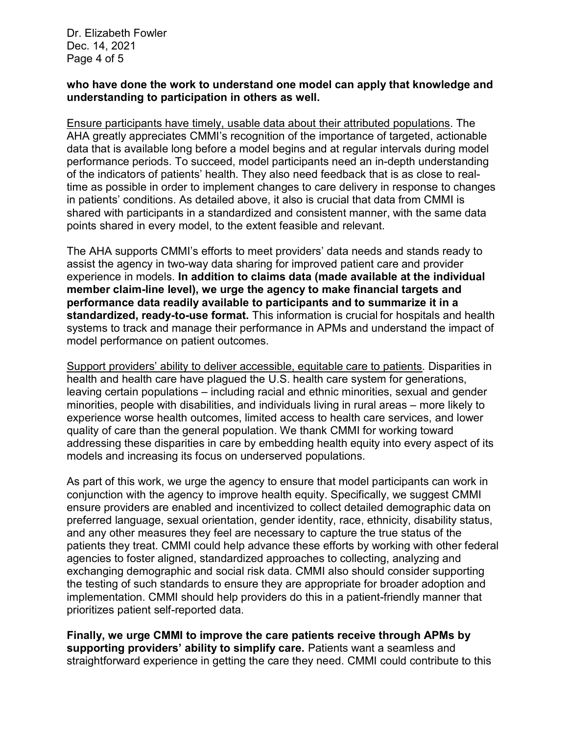**who have done the work to understand one model can apply that knowledge and understanding to participation in others as well.**

<u>Ensure participants have timely, usable data about their attributed populations</u>. The AHA greatly appreciates CMMI's recognition of the importance of targeted, actionable data that is available long before a model begins and at regular intervals during model performance periods. To succeed, model participants need an in-depth understanding of the indicators of patients' health. They also need feedback that is as close to real-time as possible in order to implement changes to care delivery in response to changes in patients' conditions. As detailed above, it also is crucial that data from CMMI is shared with participants in a standardized and consistent manner, with the same data points shared in every model, to the extent feasible and relevant.

The AHA supports CMMI's efforts to meet providers' data needs and stands ready to assist the agency in two-way data sharing for improved patient care and provider experience in models. **In addition to claims data (made available at the individual member claim-line level), we urge the agency to make financial targets and performance data readily available to participants and to summarize it in a standardized, ready-to-use format.** This information is crucial for hospitals and health systems to track and manage their performance in APMs and understand the impact of model performance on patient outcomes.

<u>Support providers' ability to deliver accessible, equitable care to patients</u>. Disparities in health and health care have plagued the U.S. health care system for generations, leaving certain populations – including racial and ethnic minorities, sexual and gender minorities, people with disabilities, and individuals living in rural areas – more likely to experience worse health outcomes, limited access to health care services, and lower quality of care than the general population. We thank CMMI for working toward addressing these disparities in care by embedding health equity into every aspect of its models and increasing its focus on underserved populations.

As part of this work, we urge the agency to ensure that model participants can work in conjunction with the agency to improve health equity. Specifically, we suggest CMMI ensure providers are enabled and incentivized to collect detailed demographic data on preferred language, sexual orientation, gender identity, race, ethnicity, disability status, and any other measures they feel are necessary to capture the true status of the patients they treat. CMMI could help advance these efforts by working with other federal agencies to foster aligned, standardized approaches to collecting, analyzing and exchanging demographic and social risk data. CMMI also should consider supporting the testing of such standards to ensure they are appropriate for broader adoption and implementation. CMMI should help providers do this in a patient-friendly manner that prioritizes patient self-reported data.

**Finally, we urge CMMI to improve the care patients receive through APMs by supporting providers' ability to simplify care.** Patients want a seamless and straightforward experience in getting the care they need. CMMI could contribute to this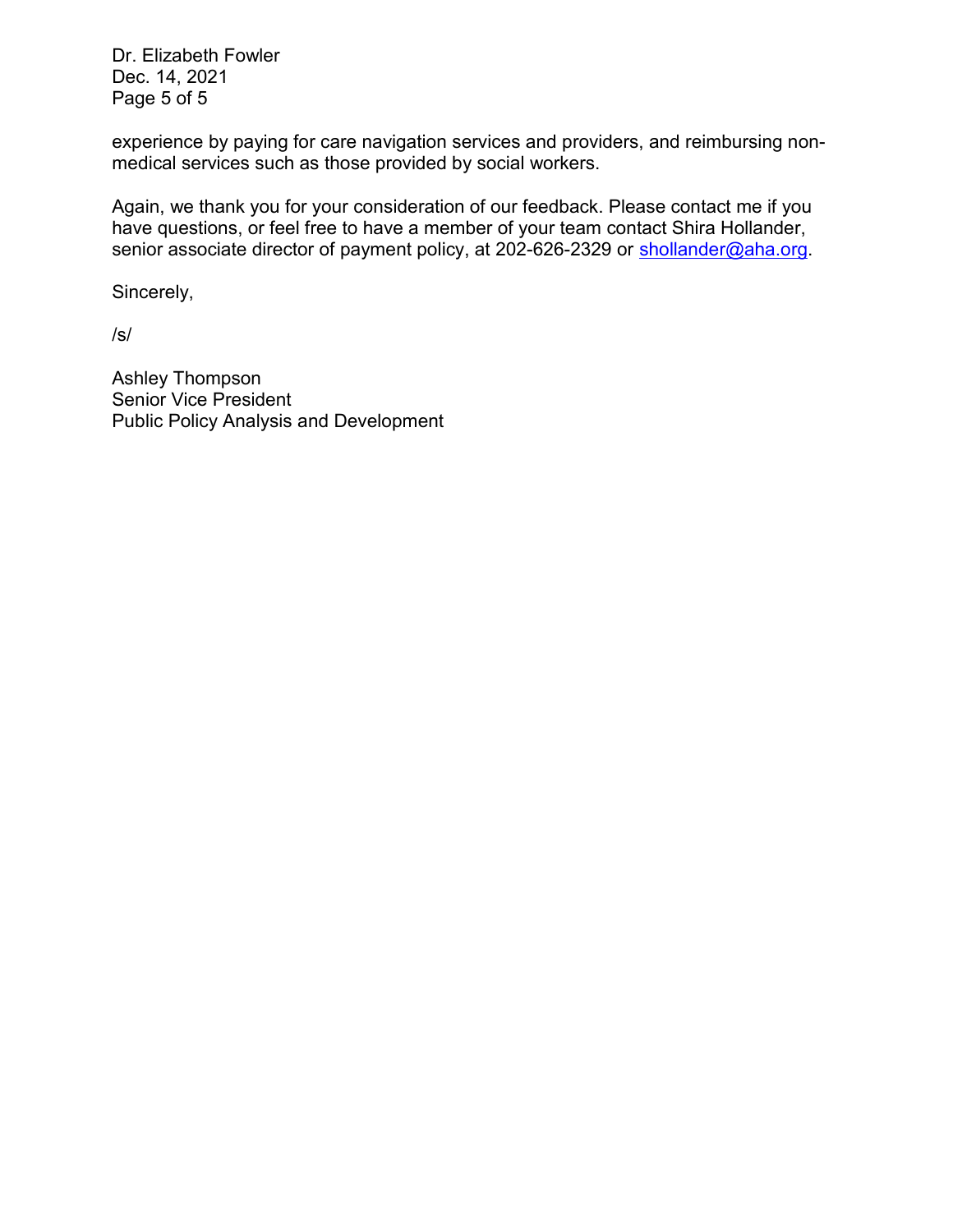experience by paying for care navigation services and providers, and reimbursing non-medical services such as those provided by social workers.

Again, we thank you for your consideration of our feedback. Please contact me if you have questions, or feel free to have a member of your team contact Shira Hollander, senior associate director of payment policy, at 202-626-2329 or shollander@aha.org.

Sincerely,

/s/

Ashley Thompson
Senior Vice President
Public Policy Analysis and Development